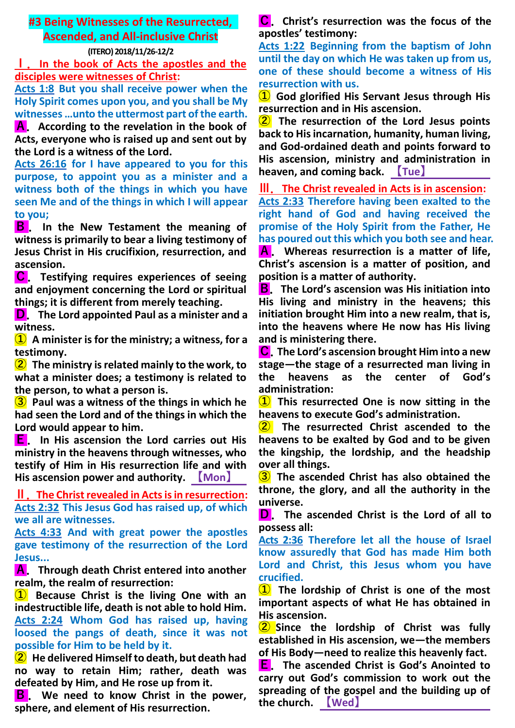# #3 Being Witnesses of the Resurrected, Ascended, and All-inclusive Christ

**(ITERO) 2018/11/26-12/2**

## Ⅰ. In the book of Acts the apostles and the disciples were witnesses of Christ:

**Acts 1:8 But you shall receive power when the Holy Spirit comes upon you, and you shall be My witnesses …unto the uttermost part of the earth.**

**A. According to the revelation in the book of Acts, everyone who is raised up and sent out by the Lord is a witness of the Lord.**

**Acts 26:16 for I have appeared to you for this purpose, to appoint you as a minister and a witness both of the things in which you have seen Me and of the things in which I will appear to you;**

**B. In the New Testament the meaning of witness is primarily to bear a living testimony of Jesus Christ in His crucifixion, resurrection, and ascension.**

**C. Testifying requires experiences of seeing and enjoyment concerning the Lord or spiritual things; it is different from merely teaching.**

**D. The Lord appointed Paul as a minister and a witness.**

**① A minister is for the ministry; a witness, for a testimony.**

**② The ministry is related mainly to the work, to what a minister does; a testimony is related to the person, to what a person is.**

**③ Paul was a witness of the things in which he had seen the Lord and of the things in which the Lord would appear to him.**

**E. In His ascension the Lord carries out His ministry in the heavens through witnesses, who testify of Him in His resurrection life and with His ascension power and authority.** 【Mon】

## Ⅱ. The Christ revealed in Acts is in resurrection:

**Acts 2:32 This Jesus God has raised up, of which we all are witnesses.**

**Acts 4:33 And with great power the apostles gave testimony of the resurrection of the Lord Jesus...**

**A. Through death Christ entered into another realm, the realm of resurrection:**

**① Because Christ is the living One with an indestructible life, death is not able to hold Him.**

**Acts 2:24 Whom God has raised up, having loosed the pangs of death, since it was not possible for Him to be held by it.**

**② He delivered Himself to death, but death had no way to retain Him; rather, death was defeated by Him, and He rose up from it.**

**B. We need to know Christ in the power, sphere, and element of His resurrection.**

**C. Christ's resurrection was the focus of the apostles' testimony:**

**Acts 1:22 Beginning from the baptism of John until the day on which He was taken up from us, one of these should become a witness of His resurrection with us.**

**① God glorified His Servant Jesus through His resurrection and in His ascension.**

**② The resurrection of the Lord Jesus points back to His incarnation, humanity, human living, and God-ordained death and points forward to His ascension, ministry and administration in heaven, and coming back.** 【Tue】

## Ⅲ. The Christ revealed in Acts is in ascension:

**Acts 2:33 Therefore having been exalted to the right hand of God and having received the promise of the Holy Spirit from the Father, He has poured out this which you both see and hear.**

**A. Whereas resurrection is a matter of life, Christ's ascension is a matter of position, and position is a matter of authority.**

**B. The Lord's ascension was His initiation into His living and ministry in the heavens; this initiation brought Him into a new realm, that is, into the heavens where He now has His living and is ministering there.**

**C. The Lord's ascension brought Him into a new stage—the stage of a resurrected man living in the heavens as the center of God's administration:**

**① This resurrected One is now sitting in the heavens to execute God's administration.**

**② The resurrected Christ ascended to the heavens to be exalted by God and to be given the kingship, the lordship, and the headship over all things.**

**③ The ascended Christ has also obtained the throne, the glory, and all the authority in the universe.**

**D. The ascended Christ is the Lord of all to possess all:**

**Acts 2:36 Therefore let all the house of Israel know assuredly that God has made Him both Lord and Christ, this Jesus whom you have crucified.**

**① The lordship of Christ is one of the most important aspects of what He has obtained in His ascension.**

**② Since the lordship of Christ was fully established in His ascension, we—the members of His Body—need to realize this heavenly fact.**

**E. The ascended Christ is God's Anointed to carry out God's commission to work out the spreading of the gospel and the building up of the church.** 【Wed】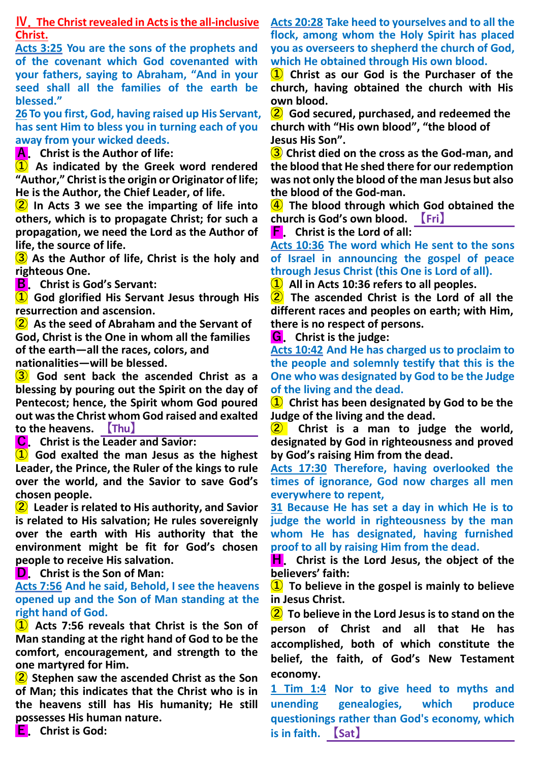## Ⅳ. The Christ revealed in Acts is the all-inclusive Christ.

**Acts 3:25** You are the sons of the prophets and of the covenant which God covenanted with your fathers, saying to Abraham, "And in your seed shall all the families of the earth be blessed."

**26** To you first, God, having raised up His Servant, has sent Him to bless you in turning each of you away from your wicked deeds.

### A. Christ is the Author of life:

① As indicated by the Greek word rendered "Author," Christ is the origin or Originator of life; He is the Author, the Chief Leader, of life.

② In Acts 3 we see the imparting of life into others, which is to propagate Christ; for such a propagation, we need the Lord as the Author of life, the source of life.

③ As the Author of life, Christ is the holy and righteous One.

### B. Christ is God's Servant:

① God glorified His Servant Jesus through His resurrection and ascension.

② As the seed of Abraham and the Servant of God, Christ is the One in whom all the families of the earth—all the races, colors, and nationalities—will be blessed.

③ God sent back the ascended Christ as a blessing by pouring out the Spirit on the day of Pentecost; hence, the Spirit whom God poured out was the Christ whom God raised and exalted to the heavens. 【Thu】

### C. Christ is the Leader and Savior:

① God exalted the man Jesus as the highest Leader, the Prince, the Ruler of the kings to rule over the world, and the Savior to save God's chosen people.

② Leader is related to His authority, and Savior is related to His salvation; He rules sovereignly over the earth with His authority that the environment might be fit for God's chosen people to receive His salvation.

### D. Christ is the Son of Man:

**Acts 7:56** And he said, Behold, I see the heavens opened up and the Son of Man standing at the right hand of God.

① Acts 7:56 reveals that Christ is the Son of Man standing at the right hand of God to be the comfort, encouragement, and strength to the one martyred for Him.

② Stephen saw the ascended Christ as the Son of Man; this indicates that the Christ who is in the heavens still has His humanity; He still possesses His human nature.

### E. Christ is God:

**Acts 20:28** Take heed to yourselves and to all the flock, among whom the Holy Spirit has placed you as overseers to shepherd the church of God, which He obtained through His own blood.

① Christ as our God is the Purchaser of the church, having obtained the church with His own blood.

② God secured, purchased, and redeemed the church with "His own blood", "the blood of Jesus His Son".

③ Christ died on the cross as the God-man, and the blood that He shed there for our redemption was not only the blood of the man Jesus but also the blood of the God-man.

④ The blood through which God obtained the church is God's own blood. 【Fri】

### F. Christ is the Lord of all:

**Acts 10:36** The word which He sent to the sons of Israel in announcing the gospel of peace through Jesus Christ (this One is Lord of all).

① All in Acts 10:36 refers to all peoples.

② The ascended Christ is the Lord of all the different races and peoples on earth; with Him, there is no respect of persons.

### G. Christ is the judge:

**Acts 10:42** And He has charged us to proclaim to the people and solemnly testify that this is the One who was designated by God to be the Judge of the living and the dead.

① Christ has been designated by God to be the Judge of the living and the dead.

② Christ is a man to judge the world, designated by God in righteousness and proved by God's raising Him from the dead.

**Acts 17:30** Therefore, having overlooked the times of ignorance, God now charges all men everywhere to repent,

**31** Because He has set a day in which He is to judge the world in righteousness by the man whom He has designated, having furnished proof to all by raising Him from the dead.

### H. Christ is the Lord Jesus, the object of the believers' faith:

① To believe in the gospel is mainly to believe in Jesus Christ.

② To believe in the Lord Jesus is to stand on the person of Christ and all that He has accomplished, both of which constitute the belief, the faith, of God's New Testament economy.

**1 Tim 1:4** Nor to give heed to myths and unending genealogies, which produce questionings rather than God's economy, which is in faith. 【Sat】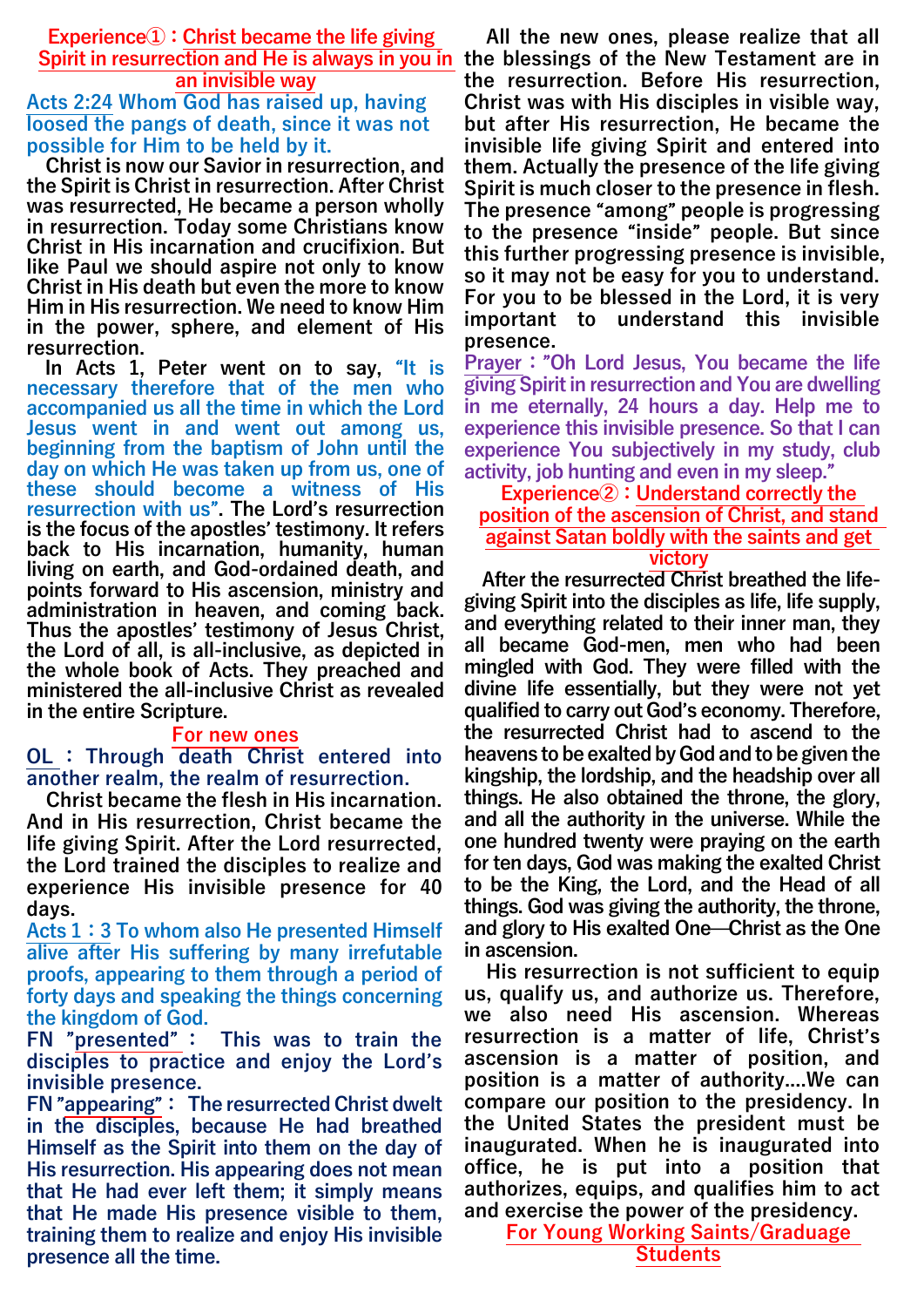## Experience①：Christ became the life giving Spirit in resurrection and He is always in you in an invisible way

**Acts 2:24 Whom God has raised up, having loosed the pangs of death, since it was not possible for Him to be held by it.**

**Christ is now our Savior in resurrection, and the Spirit is Christ in resurrection. After Christ was resurrected, He became a person wholly in resurrection. Today some Christians know Christ in His incarnation and crucifixion. But like Paul we should aspire not only to know Christ in His death but even the more to know Him in His resurrection. We need to know Him in the power, sphere, and element of His resurrection.**

**In Acts 1, Peter went on to say, "It is necessary therefore that of the men who accompanied us all the time in which the Lord Jesus went in and went out among us, beginning from the baptism of John until the day on which He was taken up from us, one of these should become a witness of His resurrection with us". The Lord's resurrection is the focus of the apostles' testimony. It refers back to His incarnation, humanity, human living on earth, and God-ordained death, and points forward to His ascension, ministry and administration in heaven, and coming back. Thus the apostles' testimony of Jesus Christ, the Lord of all, is all-inclusive, as depicted in the whole book of Acts. They preached and ministered the all-inclusive Christ as revealed in the entire Scripture.**

### For new ones

**OL：Through death Christ entered into another realm, the realm of resurrection.**

**Christ became the flesh in His incarnation. And in His resurrection, Christ became the life giving Spirit. After the Lord resurrected, the Lord trained the disciples to realize and experience His invisible presence for 40 days.**

**Acts 1：3 To whom also He presented Himself alive after His suffering by many irrefutable proofs, appearing to them through a period of forty days and speaking the things concerning the kingdom of God.**

**FN "presented"： This was to train the disciples to practice and enjoy the Lord's invisible presence.**

**FN "appearing"： The resurrected Christ dwelt in the disciples, because He had breathed Himself as the Spirit into them on the day of His resurrection. His appearing does not mean that He had ever left them; it simply means that He made His presence visible to them, training them to realize and enjoy His invisible presence all the time.**

**All the new ones, please realize that all the blessings of the New Testament are in the resurrection. Before His resurrection, Christ was with His disciples in visible way, but after His resurrection, He became the invisible life giving Spirit and entered into them. Actually the presence of the life giving Spirit is much closer to the presence in flesh. The presence "among" people is progressing to the presence "inside" people. But since this further progressing presence is invisible, so it may not be easy for you to understand. For you to be blessed in the Lord, it is very important to understand this invisible presence.**

**Prayer："Oh Lord Jesus, You became the life giving Spirit in resurrection and You are dwelling in me eternally, 24 hours a day. Help me to experience this invisible presence. So that I can experience You subjectively in my study, club activity, job hunting and even in my sleep."**

## Experience②：Understand correctly the position of the ascension of Christ, and stand against Satan boldly with the saints and get victory

**After the resurrected Christ breathed the life-giving Spirit into the disciples as life, life supply, and everything related to their inner man, they all became God-men, men who had been mingled with God. They were filled with the divine life essentially, but they were not yet qualified to carry out God's economy. Therefore, the resurrected Christ had to ascend to the heavens to be exalted by God and to be given the kingship, the lordship, and the headship over all things. He also obtained the throne, the glory, and all the authority in the universe. While the one hundred twenty were praying on the earth for ten days, God was making the exalted Christ to be the King, the Lord, and the Head of all things. God was giving the authority, the throne, and glory to His exalted One—Christ as the One in ascension.**

**His resurrection is not sufficient to equip us, qualify us, and authorize us. Therefore, we also need His ascension. Whereas resurrection is a matter of life, Christ's ascension is a matter of position, and position is a matter of authority....We can compare our position to the presidency. In the United States the president must be inaugurated. When he is inaugurated into office, he is put into a position that authorizes, equips, and qualifies him to act and exercise the power of the presidency.**

### For Young Working Saints/Graduage Students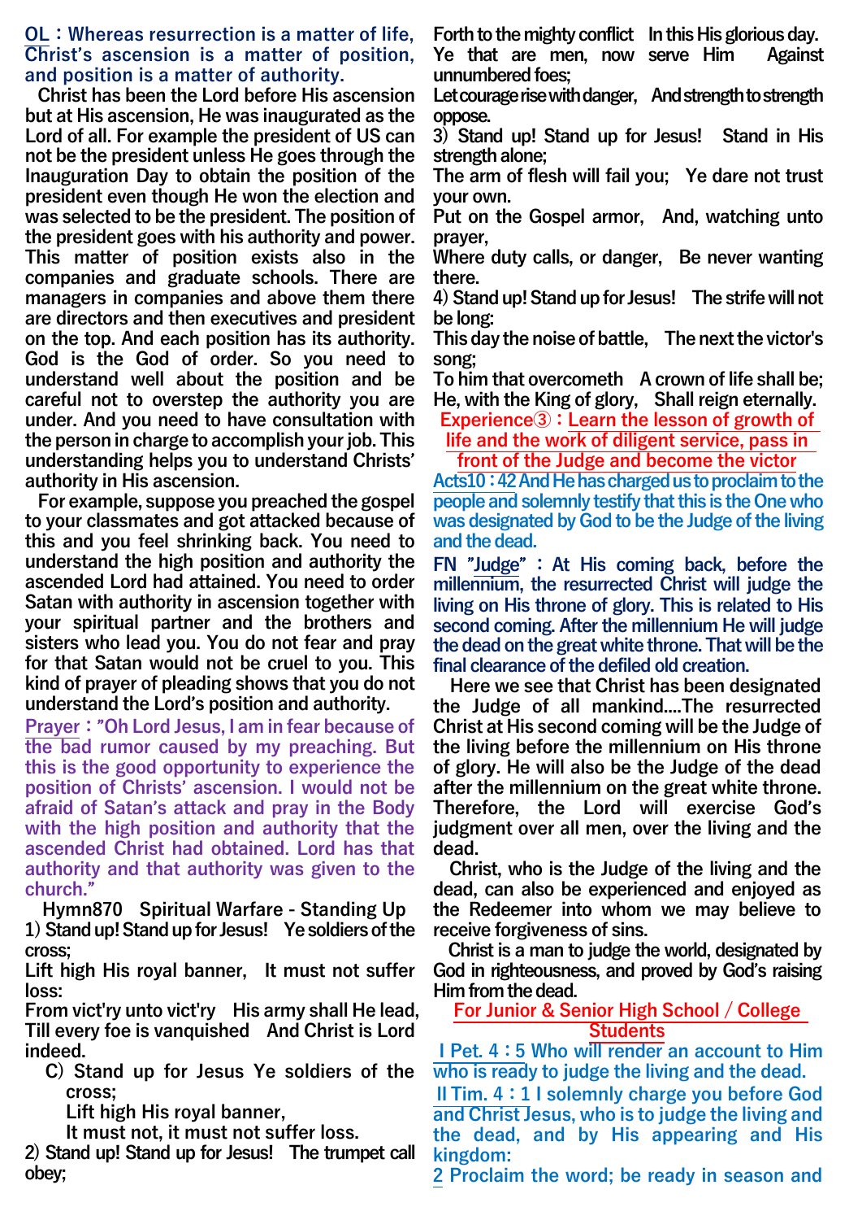**OL：Whereas resurrection is a matter of life, Christ's ascension is a matter of position, and position is a matter of authority.**

Christ has been the Lord before His ascension but at His ascension, He was inaugurated as the Lord of all. For example the president of US can not be the president unless He goes through the Inauguration Day to obtain the position of the president even though He won the election and was selected to be the president. The position of the president goes with his authority and power. This matter of position exists also in the companies and graduate schools. There are managers in companies and above them there are directors and then executives and president on the top. And each position has its authority. God is the God of order. So you need to understand well about the position and be careful not to overstep the authority you are under. And you need to have consultation with the person in charge to accomplish your job. This understanding helps you to understand Christs' authority in His ascension.

For example, suppose you preached the gospel to your classmates and got attacked because of this and you feel shrinking back. You need to understand the high position and authority the ascended Lord had attained. You need to order Satan with authority in ascension together with your spiritual partner and the brothers and sisters who lead you. You do not fear and pray for that Satan would not be cruel to you. This kind of prayer of pleading shows that you do not understand the Lord's position and authority.

**Prayer："Oh Lord Jesus, I am in fear because of the bad rumor caused by my preaching. But this is the good opportunity to experience the position of Christs' ascension. I would not be afraid of Satan's attack and pray in the Body with the high position and authority that the ascended Christ had obtained. Lord has that authority and that authority was given to the church."**

**Hymn870 Spiritual Warfare - Standing Up**

1) Stand up! Stand up for Jesus! Ye soldiers of the cross;
Lift high His royal banner, It must not suffer loss:
From vict'ry unto vict'ry His army shall He lead,
Till every foe is vanquished And Christ is Lord indeed.

C) Stand up for Jesus Ye soldiers of the cross;
Lift high His royal banner,
It must not, it must not suffer loss.

2) Stand up! Stand up for Jesus! The trumpet call obey;
Forth to the mighty conflict In this His glorious day.
Ye that are men, now serve Him Against unnumbered foes;
Let courage rise with danger, And strength to strength oppose.

3) Stand up! Stand up for Jesus! Stand in His strength alone;
The arm of flesh will fail you; Ye dare not trust your own.
Put on the Gospel armor, And, watching unto prayer,
Where duty calls, or danger, Be never wanting there.

4) Stand up! Stand up for Jesus! The strife will not be long:
This day the noise of battle, The next the victor's song;
To him that overcometh A crown of life shall be;
He, with the King of glory, Shall reign eternally.

## Experience③：Learn the lesson of growth of life and the work of diligent service, pass in front of the Judge and become the victor

**Acts10：42 And He has charged us to proclaim to the people and solemnly testify that this is the One who was designated by God to be the Judge of the living and the dead.**

**FN "Judge"：At His coming back, before the millennium, the resurrected Christ will judge the living on His throne of glory. This is related to His second coming. After the millennium He will judge the dead on the great white throne. That will be the final clearance of the defiled old creation.**

Here we see that Christ has been designated the Judge of all mankind....The resurrected Christ at His second coming will be the Judge of the living before the millennium on His throne of glory. He will also be the Judge of the dead after the millennium on the great white throne. Therefore, the Lord will exercise God's judgment over all men, over the living and the dead.

Christ, who is the Judge of the living and the dead, can also be experienced and enjoyed as the Redeemer into whom we may believe to receive forgiveness of sins.

Christ is a man to judge the world, designated by God in righteousness, and proved by God's raising Him from the dead.

## For Junior & Senior High School / College Students

**I Pet. 4：5 Who will render an account to Him who is ready to judge the living and the dead.**

**II Tim. 4：1 I solemnly charge you before God and Christ Jesus, who is to judge the living and the dead, and by His appearing and His kingdom:**

**2 Proclaim the word; be ready in season and**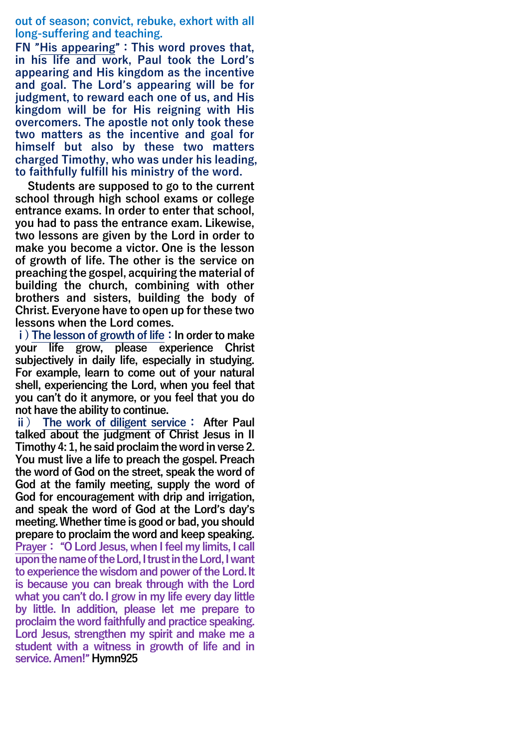**out of season; convict, rebuke, exhort with all long-suffering and teaching.**

**FN "His appearing": This word proves that, in his life and work, Paul took the Lord's appearing and His kingdom as the incentive and goal. The Lord's appearing will be for judgment, to reward each one of us, and His kingdom will be for His reigning with His overcomers. The apostle not only took these two matters as the incentive and goal for himself but also by these two matters charged Timothy, who was under his leading, to faithfully fulfill his ministry of the word.**

Students are supposed to go to the current school through high school exams or college entrance exams. In order to enter that school, you had to pass the entrance exam. Likewise, two lessons are given by the Lord in order to make you become a victor. One is the lesson of growth of life. The other is the service on preaching the gospel, acquiring the material of building the church, combining with other brothers and sisters, building the body of Christ. Everyone have to open up for these two lessons when the Lord comes.

i ) The lesson of growth of life: In order to make your life grow, please experience Christ subjectively in daily life, especially in studying. For example, learn to come out of your natural shell, experiencing the Lord, when you feel that you can't do it anymore, or you feel that you do not have the ability to continue.

ii ) The work of diligent service: After Paul talked about the judgment of Christ Jesus in II Timothy 4: 1, he said proclaim the word in verse 2. You must live a life to preach the gospel. Preach the word of God on the street, speak the word of God at the family meeting, supply the word of God for encouragement with drip and irrigation, and speak the word of God at the Lord's day's meeting. Whether time is good or bad, you should prepare to proclaim the word and keep speaking.

Prayer: "O Lord Jesus, when I feel my limits, I call upon the name of the Lord, I trust in the Lord, I want to experience the wisdom and power of the Lord. It is because you can break through with the Lord what you can't do. I grow in my life every day little by little. In addition, please let me prepare to proclaim the word faithfully and practice speaking. Lord Jesus, strengthen my spirit and make me a student with a witness in growth of life and in service. Amen!" Hymn925